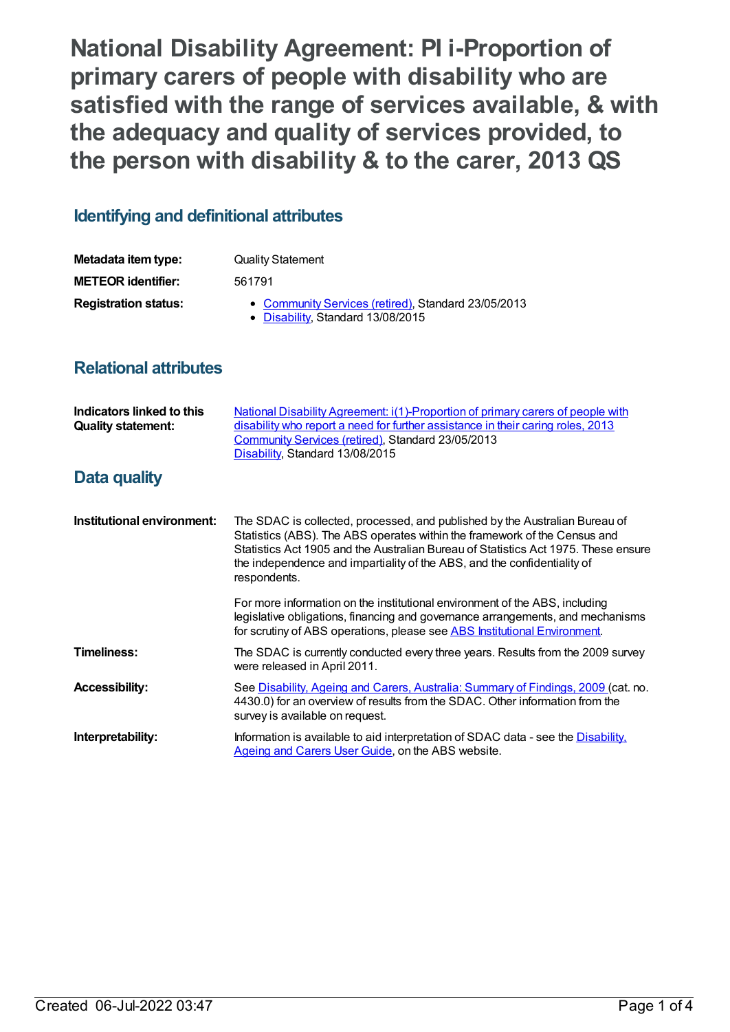# National Disability Agreement: PI i-Proportion of primary carers of people with disability who are satisfied with the range of services available, & with the adequacy and quality of services provided, to the person with disability & to the carer, 2013 QS

## Identifying and definitional attributes

| | |
|---|---|
| **Metadata item type:** | Quality Statement |
| **METEOR identifier:** | 561791 |
| **Registration status:** | • Community Services (retired), Standard 23/05/2013<br>• Disability, Standard 13/08/2015 |

## Relational attributes

| | |
|---|---|
| **Indicators linked to this Quality statement:** | National Disability Agreement: i(1)-Proportion of primary carers of people with disability who report a need for further assistance in their caring roles, 2013<br>Community Services (retired), Standard 23/05/2013<br>Disability, Standard 13/08/2015 |

## Data quality

| | |
|---|---|
| **Institutional environment:** | The SDAC is collected, processed, and published by the Australian Bureau of Statistics (ABS). The ABS operates within the framework of the Census and Statistics Act 1905 and the Australian Bureau of Statistics Act 1975. These ensure the independence and impartiality of the ABS, and the confidentiality of respondents.<br><br>For more information on the institutional environment of the ABS, including legislative obligations, financing and governance arrangements, and mechanisms for scrutiny of ABS operations, please see ABS Institutional Environment. |
| **Timeliness:** | The SDAC is currently conducted every three years. Results from the 2009 survey were released in April 2011. |
| **Accessibility:** | See Disability, Ageing and Carers, Australia: Summary of Findings, 2009 (cat. no. 4430.0) for an overview of results from the SDAC. Other information from the survey is available on request. |
| **Interpretability:** | Information is available to aid interpretation of SDAC data - see the Disability, Ageing and Carers User Guide, on the ABS website. |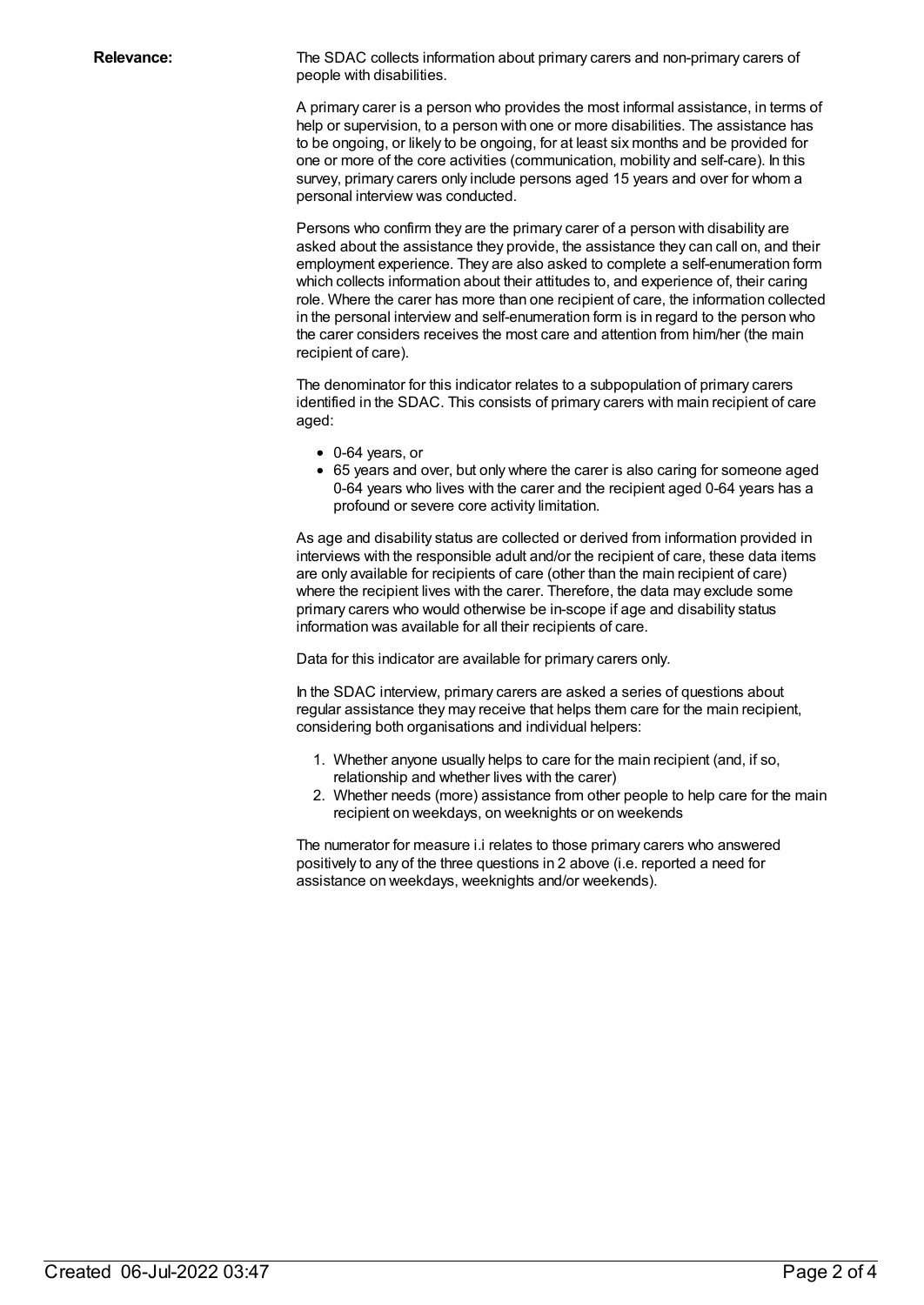**Relevance:** The SDAC collects information about primary carers and non-primary carers of people with disabilities.

A primary carer is a person who provides the most informal assistance, in terms of help or supervision, to a person with one or more disabilities. The assistance has to be ongoing, or likely to be ongoing, for at least six months and be provided for one or more of the core activities (communication, mobility and self-care). In this survey, primary carers only include persons aged 15 years and over for whom a personal interview was conducted.

Persons who confirm they are the primary carer of a person with disability are asked about the assistance they provide, the assistance they can call on, and their employment experience. They are also asked to complete a self-enumeration form which collects information about their attitudes to, and experience of, their caring role. Where the carer has more than one recipient of care, the information collected in the personal interview and self-enumeration form is in regard to the person who the carer considers receives the most care and attention from him/her (the main recipient of care).

The denominator for this indicator relates to a subpopulation of primary carers identified in the SDAC. This consists of primary carers with main recipient of care aged:

- 0-64 years, or
- 65 years and over, but only where the carer is also caring for someone aged 0-64 years who lives with the carer and the recipient aged 0-64 years has a profound or severe core activity limitation.

As age and disability status are collected or derived from information provided in interviews with the responsible adult and/or the recipient of care, these data items are only available for recipients of care (other than the main recipient of care) where the recipient lives with the carer. Therefore, the data may exclude some primary carers who would otherwise be in-scope if age and disability status information was available for all their recipients of care.

Data for this indicator are available for primary carers only.

In the SDAC interview, primary carers are asked a series of questions about regular assistance they may receive that helps them care for the main recipient, considering both organisations and individual helpers:

1. Whether anyone usually helps to care for the main recipient (and, if so, relationship and whether lives with the carer)
2. Whether needs (more) assistance from other people to help care for the main recipient on weekdays, on weeknights or on weekends

The numerator for measure i.i relates to those primary carers who answered positively to any of the three questions in 2 above (i.e. reported a need for assistance on weekdays, weeknights and/or weekends).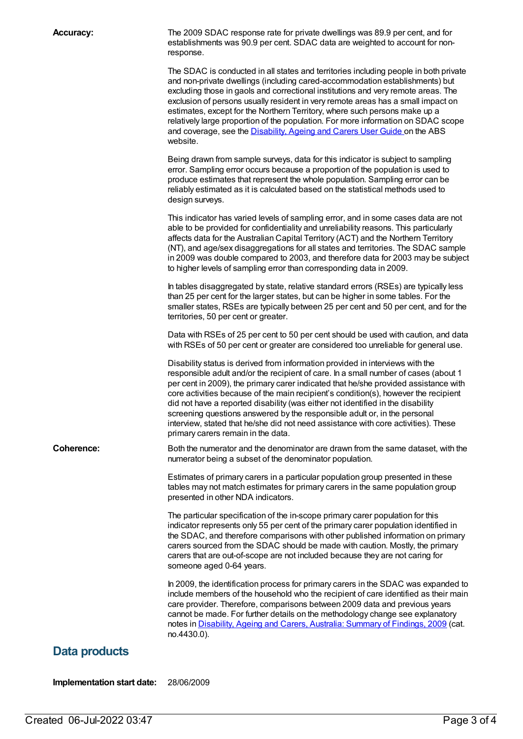**Accuracy:**

The 2009 SDAC response rate for private dwellings was 89.9 per cent, and for establishments was 90.9 per cent. SDAC data are weighted to account for non-response.

The SDAC is conducted in all states and territories including people in both private and non-private dwellings (including cared-accommodation establishments) but excluding those in gaols and correctional institutions and very remote areas. The exclusion of persons usually resident in very remote areas has a small impact on estimates, except for the Northern Territory, where such persons make up a relatively large proportion of the population. For more information on SDAC scope and coverage, see the [Disability, Ageing and Carers User Guide](#) on the ABS website.

Being drawn from sample surveys, data for this indicator is subject to sampling error. Sampling error occurs because a proportion of the population is used to produce estimates that represent the whole population. Sampling error can be reliably estimated as it is calculated based on the statistical methods used to design surveys.

This indicator has varied levels of sampling error, and in some cases data are not able to be provided for confidentiality and unreliability reasons. This particularly affects data for the Australian Capital Territory (ACT) and the Northern Territory (NT), and age/sex disaggregations for all states and territories. The SDAC sample in 2009 was double compared to 2003, and therefore data for 2003 may be subject to higher levels of sampling error than corresponding data in 2009.

In tables disaggregated by state, relative standard errors (RSEs) are typically less than 25 per cent for the larger states, but can be higher in some tables. For the smaller states, RSEs are typically between 25 per cent and 50 per cent, and for the territories, 50 per cent or greater.

Data with RSEs of 25 per cent to 50 per cent should be used with caution, and data with RSEs of 50 per cent or greater are considered too unreliable for general use.

Disability status is derived from information provided in interviews with the responsible adult and/or the recipient of care. In a small number of cases (about 1 per cent in 2009), the primary carer indicated that he/she provided assistance with core activities because of the main recipient's condition(s), however the recipient did not have a reported disability (was either not identified in the disability screening questions answered by the responsible adult or, in the personal interview, stated that he/she did not need assistance with core activities). These primary carers remain in the data.

**Coherence:**

Both the numerator and the denominator are drawn from the same dataset, with the numerator being a subset of the denominator population.

Estimates of primary carers in a particular population group presented in these tables may not match estimates for primary carers in the same population group presented in other NDA indicators.

The particular specification of the in-scope primary carer population for this indicator represents only 55 per cent of the primary carer population identified in the SDAC, and therefore comparisons with other published information on primary carers sourced from the SDAC should be made with caution. Mostly, the primary carers that are out-of-scope are not included because they are not caring for someone aged 0-64 years.

In 2009, the identification process for primary carers in the SDAC was expanded to include members of the household who the recipient of care identified as their main care provider. Therefore, comparisons between 2009 data and previous years cannot be made. For further details on the methodology change see explanatory notes in [Disability, Ageing and Carers, Australia: Summary of Findings, 2009](#) (cat. no.4430.0).

## Data products

**Implementation start date:** 28/06/2009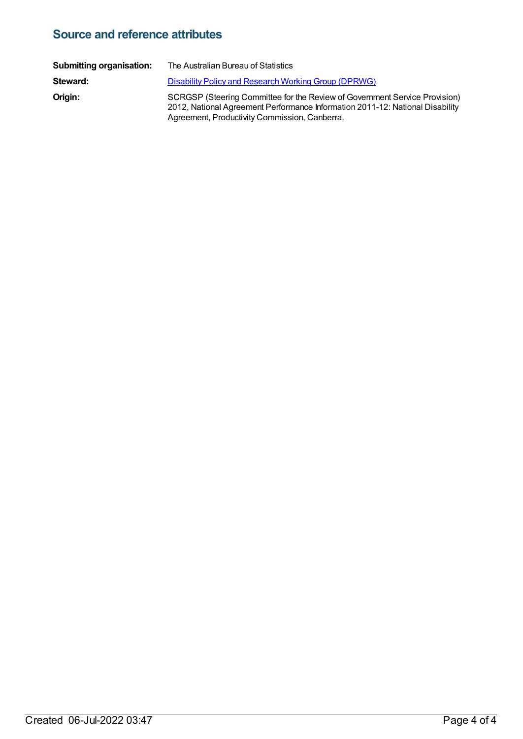## Source and reference attributes

| | |
|---|---|
| **Submitting organisation:** | The Australian Bureau of Statistics |
| **Steward:** | Disability Policy and Research Working Group (DPRWG) |
| **Origin:** | SCRGSP (Steering Committee for the Review of Government Service Provision) 2012, National Agreement Performance Information 2011-12: National Disability Agreement, Productivity Commission, Canberra. |